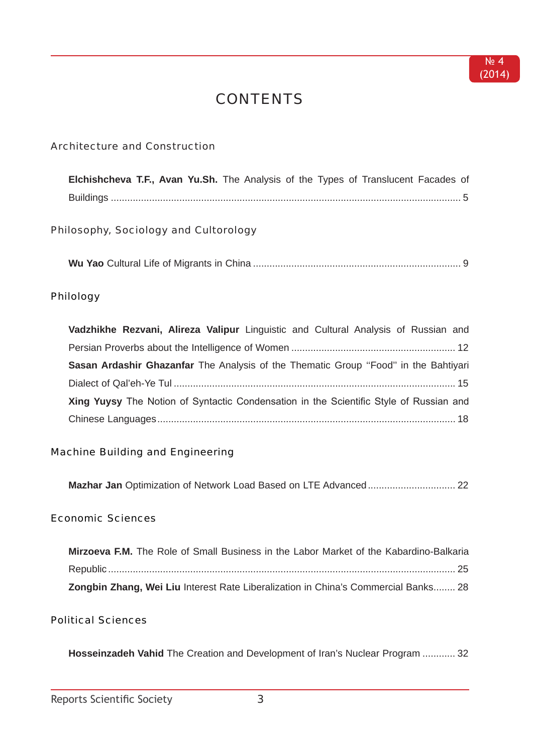# CONTENTS

## Architecture and Construction

**Elchishcheva T.F., Avan Yu.Sh.** The Analysis of the Types of Translucent Facades of Buildings ........................................................................................................................ 5

## Philosophy, Sociology and Cultorology

**Wu Yao** Cultural Life of Migrants in China ........................................................................... 9

## Philology

**Vadzhikhe Rezvani, Alireza Valipur** Linguistic and Cultural Analysis of Russian and Persian Proverbs about the Intelligence of Women ........................................................... 12

**Sasan Ardashir Ghazanfar** The Analysis of the Thematic Group "Food" in the Bahtiyari Dialect of Qal'eh-Ye Tul ...................................................................................................... 15

**Xing Yuysy** The Notion of Syntactic Condensation in the Scientific Style of Russian and Chinese Languages ............................................................................................................ 18

## Machine Building and Engineering

**Mazhar Jan** Optimization of Network Load Based on LTE Advanced ............................... 22

## Economic Sciences

**Mirzoeva F.M.** The Role of Small Business in the Labor Market of the Kabardino-Balkaria Republic .............................................................................................................................. 25

**Zongbin Zhang, Wei Liu** Interest Rate Liberalization in China's Commercial Banks........ 28

## Political Sciences

**Hosseinzadeh Vahid** The Creation and Development of Iran's Nuclear Program ............ 32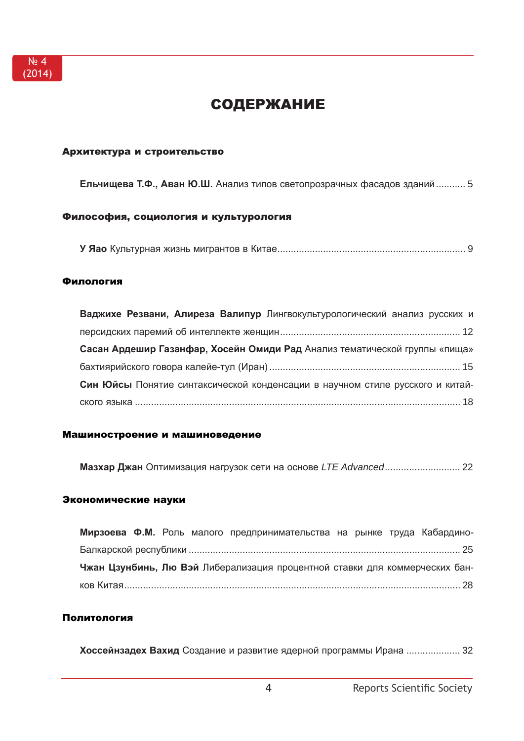# СОДЕРЖАНИЕ

## Архитектура и строительство

**Ельчищева Т.Ф., Аван Ю.Ш.** Анализ типов светопрозрачных фасадов зданий .......... 5

## Философия, социология и культурология

**У Яао** Культурная жизнь мигрантов в Китае .......... 9

## Филология

**Ваджихе Резвани, Алиреза Валипур** Лингвокультурологический анализ русских и персидских паремий об интеллекте женщин .......... 12

**Сасан Ардешир Газанфар, Хосейн Омиди Рад** Анализ тематической группы «пища» бахтиярийского говора калейе-тул (Иран) .......... 15

**Син Юйсы** Понятие синтаксической конденсации в научном стиле русского и китайского языка .......... 18

## Машиностроение и машиноведение

**Мазхар Джан** Оптимизация нагрузок сети на основе *LTE Advanced* .......... 22

## Экономические науки

**Мирзоева Ф.М.** Роль малого предпринимательства на рынке труда Кабардино-Балкарской республики .......... 25

**Чжан Цзунбинь, Лю Вэй** Либерализация процентной ставки для коммерческих банков Китая .......... 28

## Политология

**Хоссейнзадех Вахид** Создание и развитие ядерной программы Ирана .......... 32